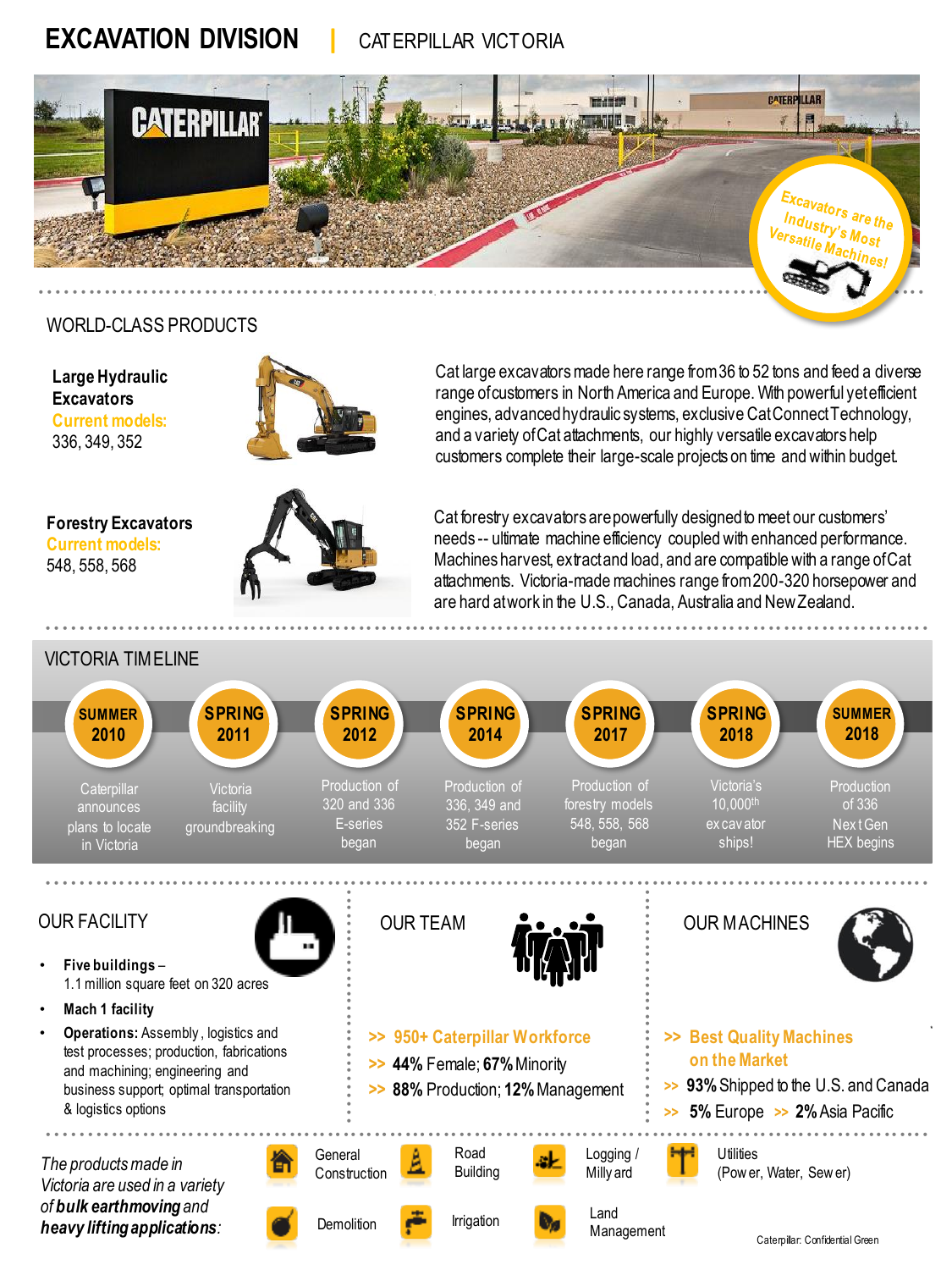# EXCAVATION DIVISION | CATERPILLAR VICTORIA

Excavators are the Industry's Most Versatile Machines!

## WORLD-CLASS PRODUCTS

**Large Hydraulic Excavators**
Current models:
336, 349, 352

Cat large excavators made here range from 36 to 52 tons and feed a diverse range of customers in North America and Europe. With powerful yet efficient engines, advanced hydraulic systems, exclusive Cat Connect Technology, and a variety of Cat attachments, our highly versatile excavators help customers complete their large-scale projects on time and within budget.

**Forestry Excavators**
Current models:
548, 558, 568

Cat forestry excavators are powerfully designed to meet our customers' needs -- ultimate machine efficiency coupled with enhanced performance. Machines harvest, extract and load, and are compatible with a range of Cat attachments. Victoria-made machines range from 200-320 horsepower and are hard at work in the U.S., Canada, Australia and New Zealand.

## VICTORIA TIMELINE

- **SUMMER 2010** – Caterpillar announces plans to locate in Victoria
- **SPRING 2011** – Victoria facility groundbreaking
- **SPRING 2012** – Production of 320 and 336 E-series began
- **SPRING 2014** – Production of 336, 349 and 352 F-series began
- **SPRING 2017** – Production of forestry models 548, 558, 568 began
- **SPRING 2018** – Victoria's 10,000th excavator ships!
- **SUMMER 2018** – Production of 336 Next Gen HEX begins

## OUR FACILITY

- **Five buildings** – 1.1 million square feet on 320 acres
- **Mach 1 facility**
- **Operations:** Assembly, logistics and test processes; production, fabrications and machining; engineering and business support; optimal transportation & logistics options

## OUR TEAM

>> **950+ Caterpillar Workforce**
>> **44%** Female; **67%** Minority
>> **88%** Production; **12%** Management

## OUR MACHINES

>> **Best Quality Machines on the Market**
>> **93%** Shipped to the U.S. and Canada
>> **5%** Europe >> **2%** Asia Pacific

*The products made in Victoria are used in a variety of **bulk earthmoving** and **heavy lifting applications**:*

- General Construction
- Road Building
- Logging / Millyard
- Utilities (Power, Water, Sewer)
- Demolition
- Irrigation
- Land Management

Caterpillar: Confidential Green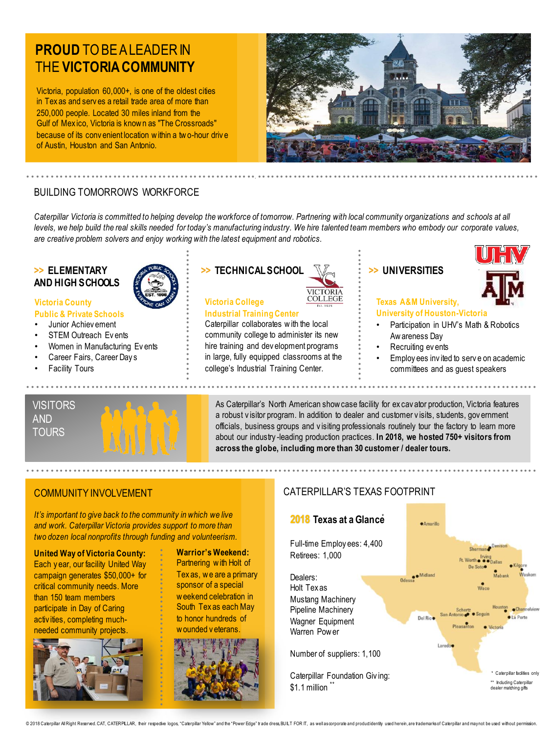# **PROUD** TO BE A LEADER IN THE **VICTORIA COMMUNITY**

Victoria, population 60,000+, is one of the oldest cities in Texas and serves a retail trade area of more than 250,000 people. Located 30 miles inland from the Gulf of Mexico, Victoria is known as "The Crossroads" because of its convenient location within a two-hour drive of Austin, Houston and San Antonio.

## BUILDING TOMORROW'S WORKFORCE

*Caterpillar Victoria is committed to helping develop the workforce of tomorrow. Partnering with local community organizations and schools at all levels, we help build the real skills needed for today's manufacturing industry. We hire talented team members who embody our corporate values, are creative problem solvers and enjoy working with the latest equipment and robotics.*

### >> ELEMENTARY AND HIGH SCHOOLS

**Victoria County Public & Private Schools**

- Junior Achievement
- STEM Outreach Events
- Women in Manufacturing Events
- Career Fairs, Career Days
- Facility Tours

### >> TECHNICAL SCHOOL

**Victoria College Industrial Training Center**

Caterpillar collaborates with the local community college to administer its new hire training and development programs in large, fully equipped classrooms at the college's Industrial Training Center.

### >> UNIVERSITIES

**Texas A&M University, University of Houston-Victoria**

- Participation in UHV's Math & Robotics Awareness Day
- Recruiting events
- Employees invited to serve on academic committees and as guest speakers

## VISITORS AND TOURS

As Caterpillar's North American showcase facility for excavator production, Victoria features a robust visitor program. In addition to dealer and customer visits, students, government officials, business groups and visiting professionals routinely tour the factory to learn more about our industry-leading production practices. **In 2018, we hosted 750+ visitors from across the globe, including more than 30 customer / dealer tours.**

## COMMUNITY INVOLVEMENT

*It's important to give back to the community in which we live and work. Caterpillar Victoria provides support to more than two dozen local nonprofits through funding and volunteerism.*

**United Way of Victoria County:** Each year, our facility United Way campaign generates $50,000+ for critical community needs. More than 150 team members participate in Day of Caring activities, completing much-needed community projects.

**Warrior's Weekend:** Partnering with Holt of Texas, we are a primary sponsor of a special weekend celebration in South Texas each May to honor hundreds of wounded veterans.

## CATERPILLAR'S TEXAS FOOTPRINT

### 2018 Texas at a Glance*

Full-time Employees: 4,400
Retirees: 1,000

Dealers:
Holt Texas
Mustang Machinery
Pipeline Machinery
Wagner Equipment
Warren Power

Number of suppliers: 1,100

Caterpillar Foundation Giving: $1.1 million**

Amarillo
Sherman
Denison
Irving
Ft. Worth
Dallas
De Soto
Kilgore
Midland
Odessa
Mabank
Waskom
Waco
Schertz
Houston
Channelview
San Antonio
Seguin
La Porte
Del Rio
Pleasanton
Victoria
Laredo

\* Caterpillar facilities only
\*\* Including Caterpillar dealer matching gifts

© 2018 Caterpillar All Right Reserved. CAT, CATERPILLAR, their respective logos, "Caterpillar Yellow" and the "Power Edge" trade dress, BUILT FOR IT, as well as corporate and product identity used herein, are trademarks of Caterpillar and may not be used without permission.